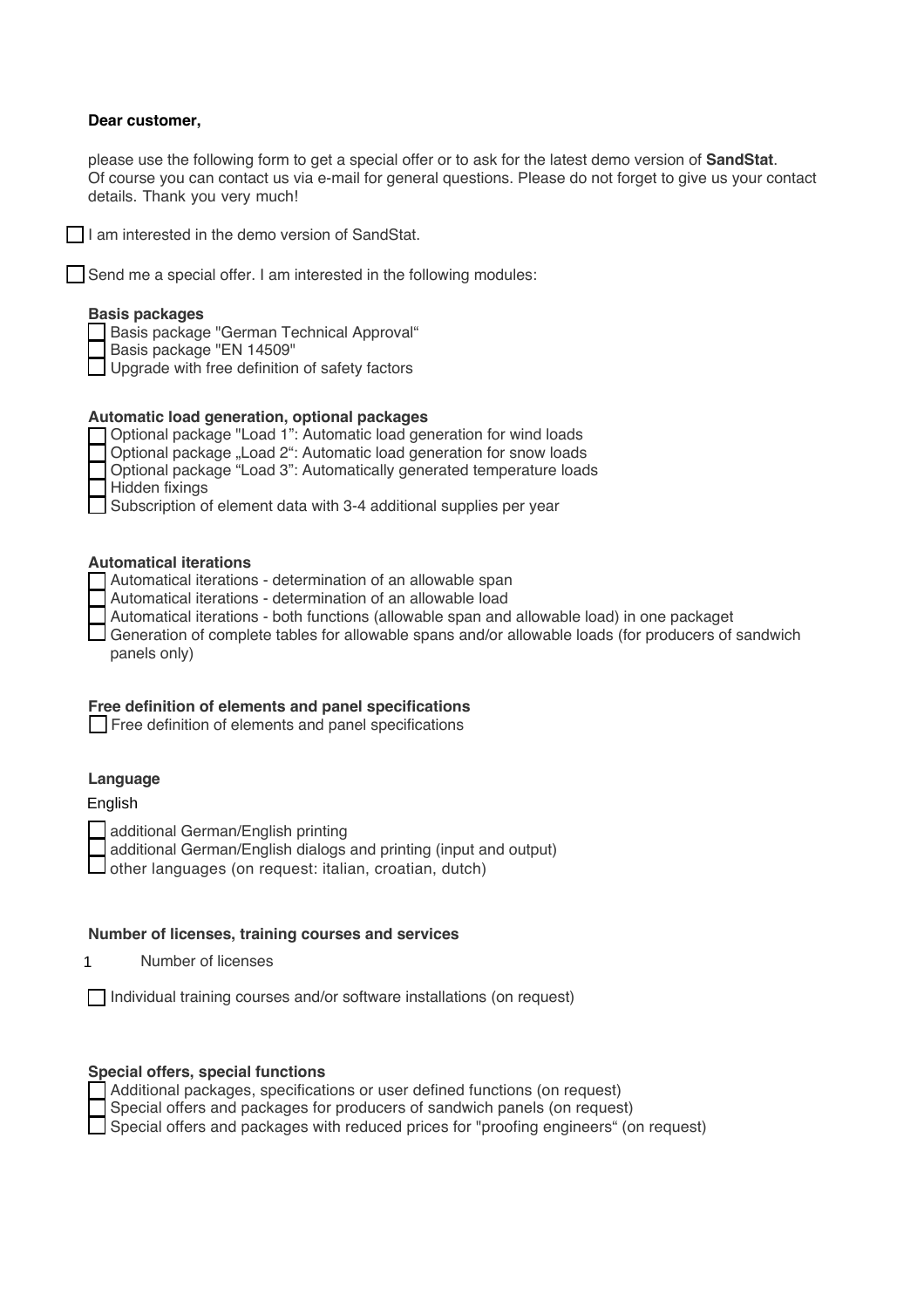**Dear customer,**

please use the following form to get a special offer or to ask for the latest demo version of **SandStat**. Of course you can contact us via e-mail for general questions. Please do not forget to give us your contact details. Thank you very much!

- [ ] I am interested in the demo version of SandStat.

- [ ] Send me a special offer. I am interested in the following modules:

**Basis packages**

- [ ] Basis package "German Technical Approval"
- [ ] Basis package "EN 14509"
- [ ] Upgrade with free definition of safety factors

**Automatic load generation, optional packages**

- [ ] Optional package "Load 1": Automatic load generation for wind loads
- [ ] Optional package „Load 2": Automatic load generation for snow loads
- [ ] Optional package "Load 3": Automatically generated temperature loads
- [ ] Hidden fixings
- [ ] Subscription of element data with 3-4 additional supplies per year

**Automatical iterations**

- [ ] Automatical iterations - determination of an allowable span
- [ ] Automatical iterations - determination of an allowable load
- [ ] Automatical iterations - both functions (allowable span and allowable load) in one packaget
- [ ] Generation of complete tables for allowable spans and/or allowable loads (for producers of sandwich panels only)

**Free definition of elements and panel specifications**

- [ ] Free definition of elements and panel specifications

**Language**

English

- [ ] additional German/English printing
- [ ] additional German/English dialogs and printing (input and output)
- [ ] other languages (on request: italian, croatian, dutch)

**Number of licenses, training courses and services**

1 Number of licenses

- [ ] Individual training courses and/or software installations (on request)

**Special offers, special functions**

- [ ] Additional packages, specifications or user defined functions (on request)
- [ ] Special offers and packages for producers of sandwich panels (on request)
- [ ] Special offers and packages with reduced prices for "proofing engineers" (on request)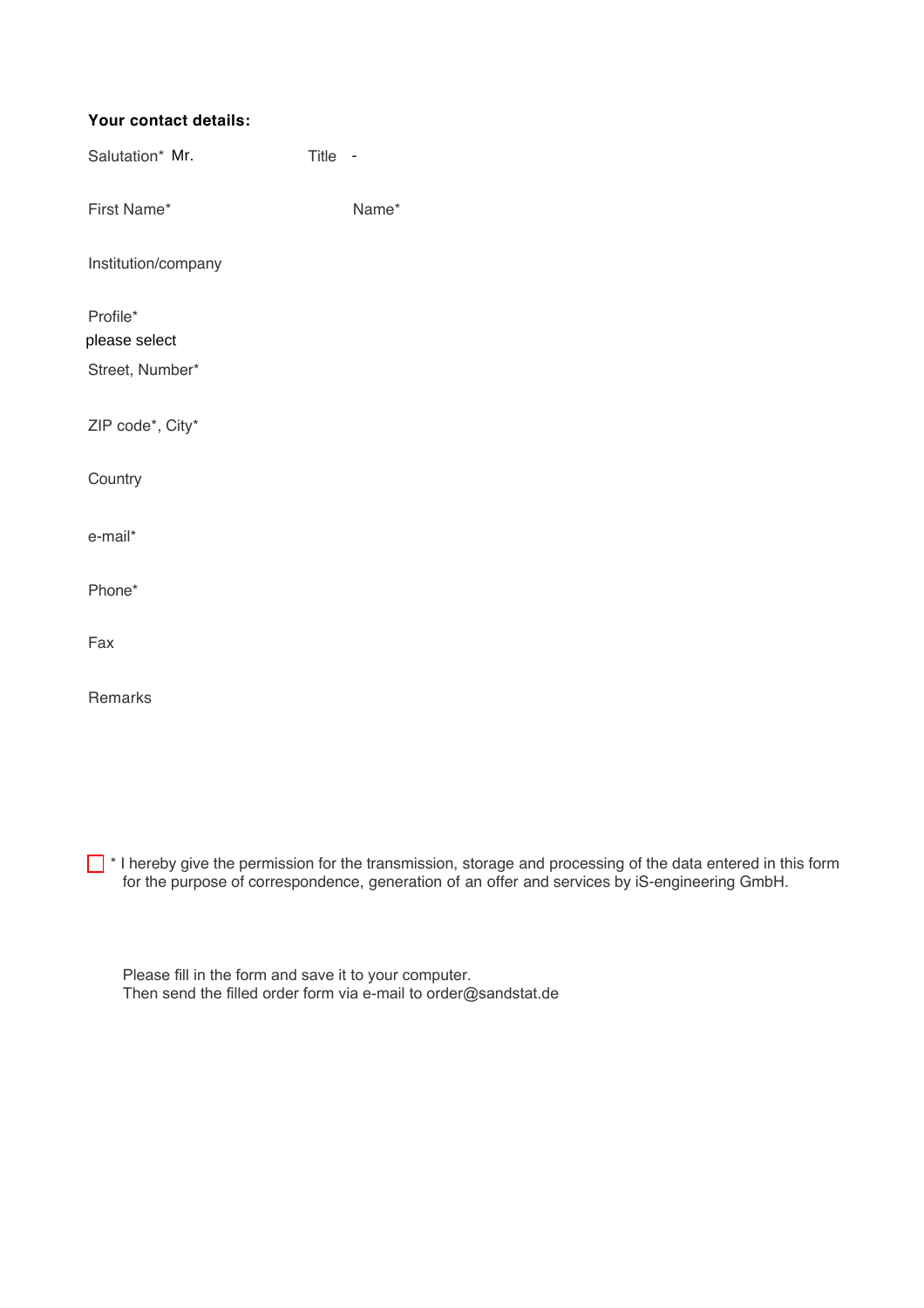**Your contact details:**

Salutation* Mr. Title -

First Name* Name*

Institution/company

Profile*
please select

Street, Number*

ZIP code*, City*

Country

e-mail*

Phone*

Fax

Remarks

☐ * I hereby give the permission for the transmission, storage and processing of the data entered in this form for the purpose of correspondence, generation of an offer and services by iS-engineering GmbH.

Please fill in the form and save it to your computer.
Then send the filled order form via e-mail to order@sandstat.de